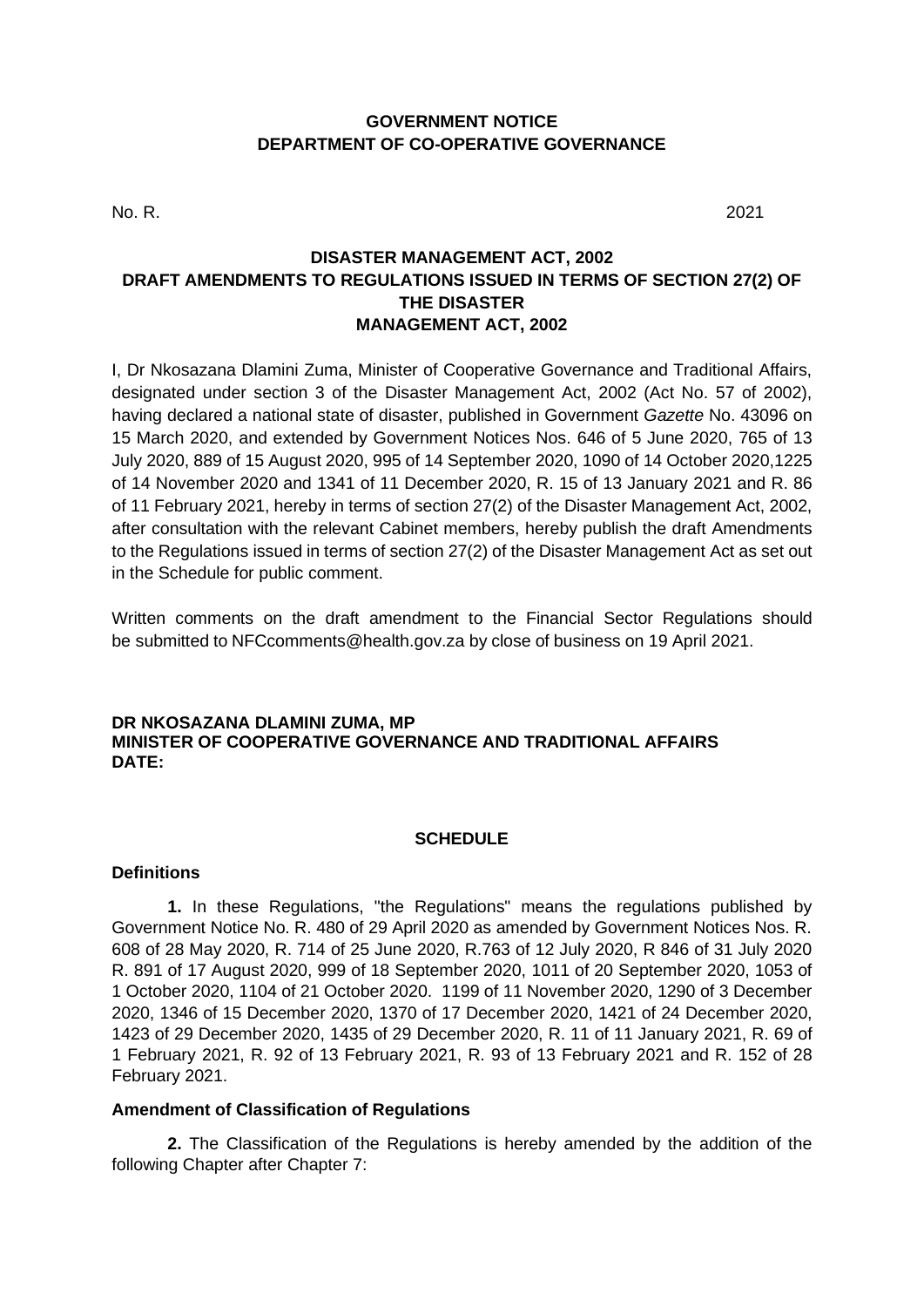**GOVERNMENT NOTICE**
**DEPARTMENT OF CO-OPERATIVE GOVERNANCE**

No. R. 2021

**DISASTER MANAGEMENT ACT, 2002**
**DRAFT AMENDMENTS TO REGULATIONS ISSUED IN TERMS OF SECTION 27(2) OF THE DISASTER MANAGEMENT ACT, 2002**

I, Dr Nkosazana Dlamini Zuma, Minister of Cooperative Governance and Traditional Affairs, designated under section 3 of the Disaster Management Act, 2002 (Act No. 57 of 2002), having declared a national state of disaster, published in Government *Gazette* No. 43096 on 15 March 2020, and extended by Government Notices Nos. 646 of 5 June 2020, 765 of 13 July 2020, 889 of 15 August 2020, 995 of 14 September 2020, 1090 of 14 October 2020,1225 of 14 November 2020 and 1341 of 11 December 2020, R. 15 of 13 January 2021 and R. 86 of 11 February 2021, hereby in terms of section 27(2) of the Disaster Management Act, 2002, after consultation with the relevant Cabinet members, hereby publish the draft Amendments to the Regulations issued in terms of section 27(2) of the Disaster Management Act as set out in the Schedule for public comment.

Written comments on the draft amendment to the Financial Sector Regulations should be submitted to NFCcomments@health.gov.za by close of business on 19 April 2021.

**DR NKOSAZANA DLAMINI ZUMA, MP**
**MINISTER OF COOPERATIVE GOVERNANCE AND TRADITIONAL AFFAIRS**
**DATE:**

**SCHEDULE**

**Definitions**

**1.** In these Regulations, "the Regulations" means the regulations published by Government Notice No. R. 480 of 29 April 2020 as amended by Government Notices Nos. R. 608 of 28 May 2020, R. 714 of 25 June 2020, R.763 of 12 July 2020, R 846 of 31 July 2020 R. 891 of 17 August 2020, 999 of 18 September 2020, 1011 of 20 September 2020, 1053 of 1 October 2020, 1104 of 21 October 2020. 1199 of 11 November 2020, 1290 of 3 December 2020, 1346 of 15 December 2020, 1370 of 17 December 2020, 1421 of 24 December 2020, 1423 of 29 December 2020, 1435 of 29 December 2020, R. 11 of 11 January 2021, R. 69 of 1 February 2021, R. 92 of 13 February 2021, R. 93 of 13 February 2021 and R. 152 of 28 February 2021.

**Amendment of Classification of Regulations**

**2.** The Classification of the Regulations is hereby amended by the addition of the following Chapter after Chapter 7: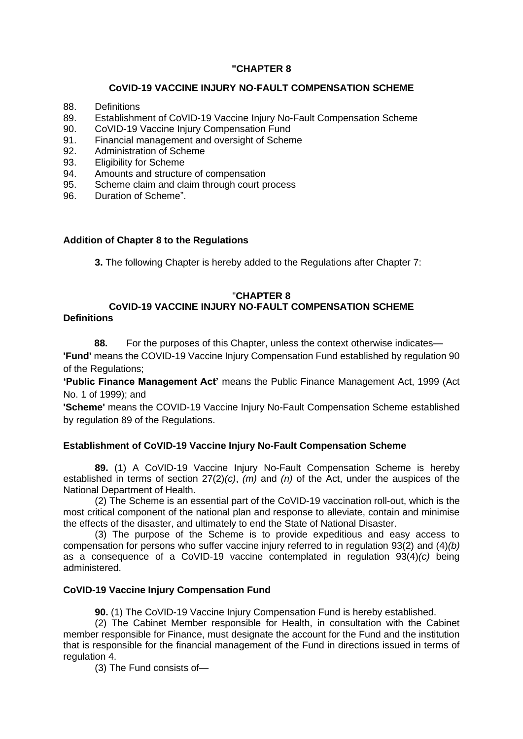**"CHAPTER 8**

**CoVID-19 VACCINE INJURY NO-FAULT COMPENSATION SCHEME**

88. Definitions
89. Establishment of CoVID-19 Vaccine Injury No-Fault Compensation Scheme
90. CoVID-19 Vaccine Injury Compensation Fund
91. Financial management and oversight of Scheme
92. Administration of Scheme
93. Eligibility for Scheme
94. Amounts and structure of compensation
95. Scheme claim and claim through court process
96. Duration of Scheme".

**Addition of Chapter 8 to the Regulations**

**3.** The following Chapter is hereby added to the Regulations after Chapter 7:

"**CHAPTER 8**

**CoVID-19 VACCINE INJURY NO-FAULT COMPENSATION SCHEME**

**Definitions**

**88.** For the purposes of this Chapter, unless the context otherwise indicates—

**'Fund'** means the COVID-19 Vaccine Injury Compensation Fund established by regulation 90 of the Regulations;

**'Public Finance Management Act'** means the Public Finance Management Act, 1999 (Act No. 1 of 1999); and

**'Scheme'** means the COVID-19 Vaccine Injury No-Fault Compensation Scheme established by regulation 89 of the Regulations.

**Establishment of CoVID-19 Vaccine Injury No-Fault Compensation Scheme**

**89.** (1) A CoVID-19 Vaccine Injury No-Fault Compensation Scheme is hereby established in terms of section 27(2)*(c)*, *(m)* and *(n)* of the Act, under the auspices of the National Department of Health.

(2) The Scheme is an essential part of the CoVID-19 vaccination roll-out, which is the most critical component of the national plan and response to alleviate, contain and minimise the effects of the disaster, and ultimately to end the State of National Disaster.

(3) The purpose of the Scheme is to provide expeditious and easy access to compensation for persons who suffer vaccine injury referred to in regulation 93(2) and (4)*(b)* as a consequence of a CoVID-19 vaccine contemplated in regulation 93(4)*(c)* being administered.

**CoVID-19 Vaccine Injury Compensation Fund**

**90.** (1) The CoVID-19 Vaccine Injury Compensation Fund is hereby established.

(2) The Cabinet Member responsible for Health, in consultation with the Cabinet member responsible for Finance, must designate the account for the Fund and the institution that is responsible for the financial management of the Fund in directions issued in terms of regulation 4.

(3) The Fund consists of—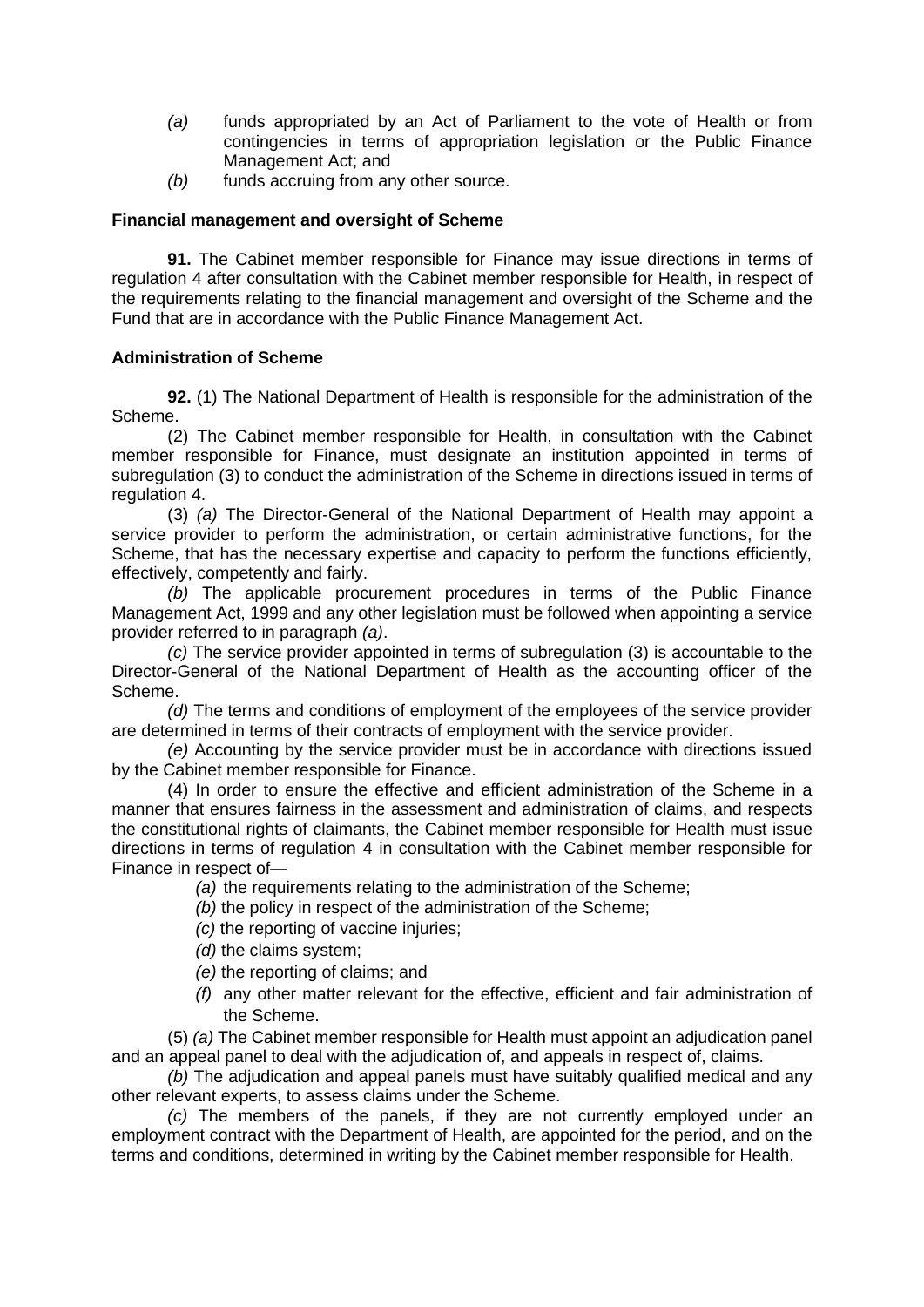- *(a)* funds appropriated by an Act of Parliament to the vote of Health or from contingencies in terms of appropriation legislation or the Public Finance Management Act; and
- *(b)* funds accruing from any other source.

**Financial management and oversight of Scheme**

**91.** The Cabinet member responsible for Finance may issue directions in terms of regulation 4 after consultation with the Cabinet member responsible for Health, in respect of the requirements relating to the financial management and oversight of the Scheme and the Fund that are in accordance with the Public Finance Management Act.

**Administration of Scheme**

**92.** (1) The National Department of Health is responsible for the administration of the Scheme.

(2) The Cabinet member responsible for Health, in consultation with the Cabinet member responsible for Finance, must designate an institution appointed in terms of subregulation (3) to conduct the administration of the Scheme in directions issued in terms of regulation 4.

(3) *(a)* The Director-General of the National Department of Health may appoint a service provider to perform the administration, or certain administrative functions, for the Scheme, that has the necessary expertise and capacity to perform the functions efficiently, effectively, competently and fairly.

*(b)* The applicable procurement procedures in terms of the Public Finance Management Act, 1999 and any other legislation must be followed when appointing a service provider referred to in paragraph *(a)*.

*(c)* The service provider appointed in terms of subregulation (3) is accountable to the Director-General of the National Department of Health as the accounting officer of the Scheme.

*(d)* The terms and conditions of employment of the employees of the service provider are determined in terms of their contracts of employment with the service provider.

*(e)* Accounting by the service provider must be in accordance with directions issued by the Cabinet member responsible for Finance.

(4) In order to ensure the effective and efficient administration of the Scheme in a manner that ensures fairness in the assessment and administration of claims, and respects the constitutional rights of claimants, the Cabinet member responsible for Health must issue directions in terms of regulation 4 in consultation with the Cabinet member responsible for Finance in respect of—

- *(a)* the requirements relating to the administration of the Scheme;
- *(b)* the policy in respect of the administration of the Scheme;
- *(c)* the reporting of vaccine injuries;
- *(d)* the claims system;
- *(e)* the reporting of claims; and
- *(f)* any other matter relevant for the effective, efficient and fair administration of the Scheme.

(5) *(a)* The Cabinet member responsible for Health must appoint an adjudication panel and an appeal panel to deal with the adjudication of, and appeals in respect of, claims.

*(b)* The adjudication and appeal panels must have suitably qualified medical and any other relevant experts, to assess claims under the Scheme.

*(c)* The members of the panels, if they are not currently employed under an employment contract with the Department of Health, are appointed for the period, and on the terms and conditions, determined in writing by the Cabinet member responsible for Health.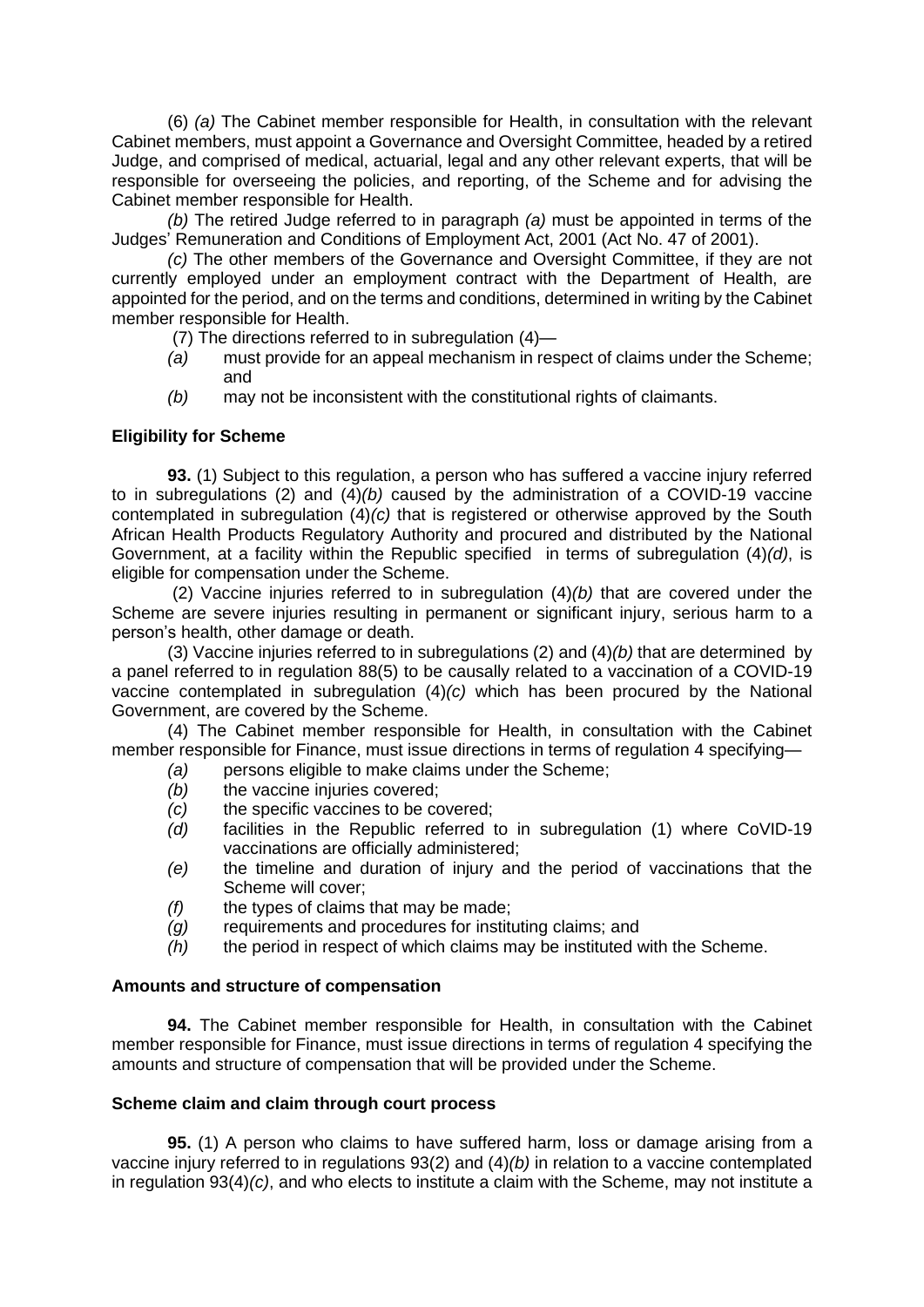(6) *(a)* The Cabinet member responsible for Health, in consultation with the relevant Cabinet members, must appoint a Governance and Oversight Committee, headed by a retired Judge, and comprised of medical, actuarial, legal and any other relevant experts, that will be responsible for overseeing the policies, and reporting, of the Scheme and for advising the Cabinet member responsible for Health.

*(b)* The retired Judge referred to in paragraph *(a)* must be appointed in terms of the Judges' Remuneration and Conditions of Employment Act, 2001 (Act No. 47 of 2001).

*(c)* The other members of the Governance and Oversight Committee, if they are not currently employed under an employment contract with the Department of Health, are appointed for the period, and on the terms and conditions, determined in writing by the Cabinet member responsible for Health.

(7) The directions referred to in subregulation (4)—

*(a)* must provide for an appeal mechanism in respect of claims under the Scheme; and

*(b)* may not be inconsistent with the constitutional rights of claimants.

**Eligibility for Scheme**

**93.** (1) Subject to this regulation, a person who has suffered a vaccine injury referred to in subregulations (2) and (4)*(b)* caused by the administration of a COVID-19 vaccine contemplated in subregulation (4)*(c)* that is registered or otherwise approved by the South African Health Products Regulatory Authority and procured and distributed by the National Government, at a facility within the Republic specified in terms of subregulation (4)*(d)*, is eligible for compensation under the Scheme.

(2) Vaccine injuries referred to in subregulation (4)*(b)* that are covered under the Scheme are severe injuries resulting in permanent or significant injury, serious harm to a person's health, other damage or death.

(3) Vaccine injuries referred to in subregulations (2) and (4)*(b)* that are determined by a panel referred to in regulation 88(5) to be causally related to a vaccination of a COVID-19 vaccine contemplated in subregulation (4)*(c)* which has been procured by the National Government, are covered by the Scheme.

(4) The Cabinet member responsible for Health, in consultation with the Cabinet member responsible for Finance, must issue directions in terms of regulation 4 specifying—

*(a)* persons eligible to make claims under the Scheme;

*(b)* the vaccine injuries covered;

*(c)* the specific vaccines to be covered;

*(d)* facilities in the Republic referred to in subregulation (1) where CoVID-19 vaccinations are officially administered;

*(e)* the timeline and duration of injury and the period of vaccinations that the Scheme will cover;

*(f)* the types of claims that may be made;

*(g)* requirements and procedures for instituting claims; and

*(h)* the period in respect of which claims may be instituted with the Scheme.

**Amounts and structure of compensation**

**94.** The Cabinet member responsible for Health, in consultation with the Cabinet member responsible for Finance, must issue directions in terms of regulation 4 specifying the amounts and structure of compensation that will be provided under the Scheme.

**Scheme claim and claim through court process**

**95.** (1) A person who claims to have suffered harm, loss or damage arising from a vaccine injury referred to in regulations 93(2) and (4)*(b)* in relation to a vaccine contemplated in regulation 93(4)*(c)*, and who elects to institute a claim with the Scheme, may not institute a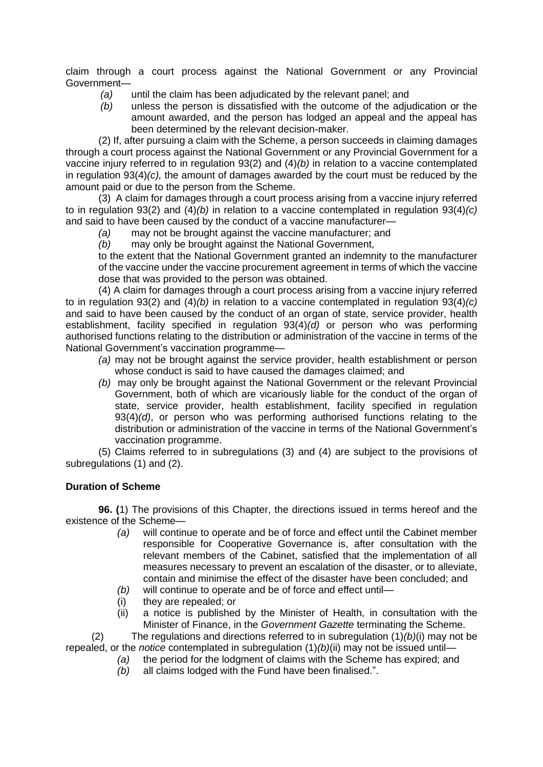claim through a court process against the National Government or any Provincial Government—

*(a)* until the claim has been adjudicated by the relevant panel; and

*(b)* unless the person is dissatisfied with the outcome of the adjudication or the amount awarded, and the person has lodged an appeal and the appeal has been determined by the relevant decision-maker.

(2) If, after pursuing a claim with the Scheme, a person succeeds in claiming damages through a court process against the National Government or any Provincial Government for a vaccine injury referred to in regulation 93(2) and (4)*(b)* in relation to a vaccine contemplated in regulation 93(4)*(c),* the amount of damages awarded by the court must be reduced by the amount paid or due to the person from the Scheme.

(3) A claim for damages through a court process arising from a vaccine injury referred to in regulation 93(2) and (4)*(b)* in relation to a vaccine contemplated in regulation 93(4)*(c)* and said to have been caused by the conduct of a vaccine manufacturer—

*(a)* may not be brought against the vaccine manufacturer; and

*(b)* may only be brought against the National Government,

to the extent that the National Government granted an indemnity to the manufacturer of the vaccine under the vaccine procurement agreement in terms of which the vaccine dose that was provided to the person was obtained.

(4) A claim for damages through a court process arising from a vaccine injury referred to in regulation 93(2) and (4)*(b)* in relation to a vaccine contemplated in regulation 93(4)*(c)* and said to have been caused by the conduct of an organ of state, service provider, health establishment, facility specified in regulation 93(4)*(d)* or person who was performing authorised functions relating to the distribution or administration of the vaccine in terms of the National Government's vaccination programme—

*(a)* may not be brought against the service provider, health establishment or person whose conduct is said to have caused the damages claimed; and

*(b)* may only be brought against the National Government or the relevant Provincial Government, both of which are vicariously liable for the conduct of the organ of state, service provider, health establishment, facility specified in regulation 93(4)*(d)*, or person who was performing authorised functions relating to the distribution or administration of the vaccine in terms of the National Government's vaccination programme.

(5) Claims referred to in subregulations (3) and (4) are subject to the provisions of subregulations (1) and (2).

**Duration of Scheme**

**96. (**1) The provisions of this Chapter, the directions issued in terms hereof and the existence of the Scheme—

*(a)* will continue to operate and be of force and effect until the Cabinet member responsible for Cooperative Governance is, after consultation with the relevant members of the Cabinet, satisfied that the implementation of all measures necessary to prevent an escalation of the disaster, or to alleviate, contain and minimise the effect of the disaster have been concluded; and

*(b)* will continue to operate and be of force and effect until—

(i) they are repealed; or

(ii) a notice is published by the Minister of Health, in consultation with the Minister of Finance, in the *Government Gazette* terminating the Scheme.

(2) The regulations and directions referred to in subregulation (1)*(b)*(i) may not be repealed, or the *notice* contemplated in subregulation (1)*(b)*(ii) may not be issued until—

*(a)* the period for the lodgment of claims with the Scheme has expired; and

*(b)* all claims lodged with the Fund have been finalised.".